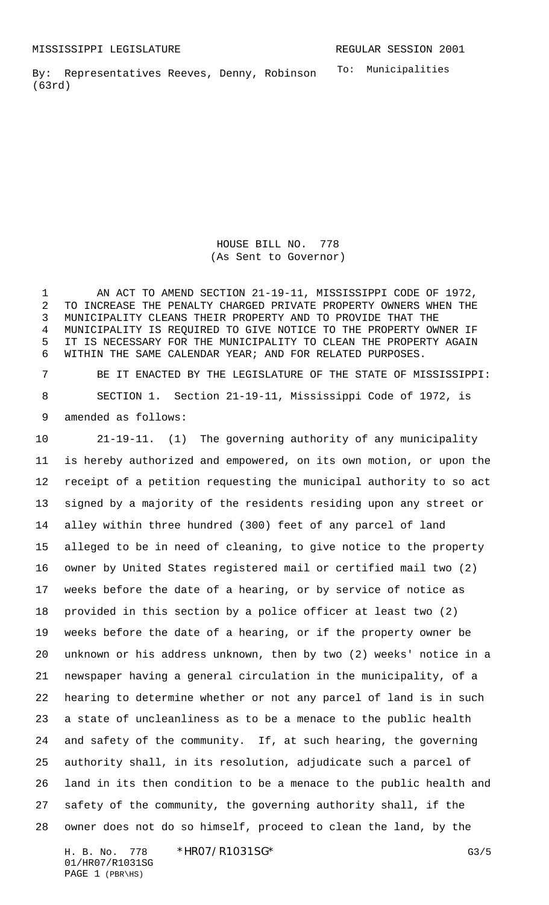MISSISSIPPI LEGISLATURE REGULAR SESSION 2001

By: Representatives Reeves, Denny, Robinson (63rd)

To: Municipalities

# HOUSE BILL NO. 778
(As Sent to Governor)

AN ACT TO AMEND SECTION 21-19-11, MISSISSIPPI CODE OF 1972, TO INCREASE THE PENALTY CHARGED PRIVATE PROPERTY OWNERS WHEN THE MUNICIPALITY CLEANS THEIR PROPERTY AND TO PROVIDE THAT THE MUNICIPALITY IS REQUIRED TO GIVE NOTICE TO THE PROPERTY OWNER IF IT IS NECESSARY FOR THE MUNICIPALITY TO CLEAN THE PROPERTY AGAIN WITHIN THE SAME CALENDAR YEAR; AND FOR RELATED PURPOSES.

BE IT ENACTED BY THE LEGISLATURE OF THE STATE OF MISSISSIPPI:

SECTION 1. Section 21-19-11, Mississippi Code of 1972, is amended as follows:

21-19-11. (1) The governing authority of any municipality is hereby authorized and empowered, on its own motion, or upon the receipt of a petition requesting the municipal authority to so act signed by a majority of the residents residing upon any street or alley within three hundred (300) feet of any parcel of land alleged to be in need of cleaning, to give notice to the property owner by United States registered mail or certified mail two (2) weeks before the date of a hearing, or by service of notice as provided in this section by a police officer at least two (2) weeks before the date of a hearing, or if the property owner be unknown or his address unknown, then by two (2) weeks' notice in a newspaper having a general circulation in the municipality, of a hearing to determine whether or not any parcel of land is in such a state of uncleanliness as to be a menace to the public health and safety of the community. If, at such hearing, the governing authority shall, in its resolution, adjudicate such a parcel of land in its then condition to be a menace to the public health and safety of the community, the governing authority shall, if the owner does not do so himself, proceed to clean the land, by the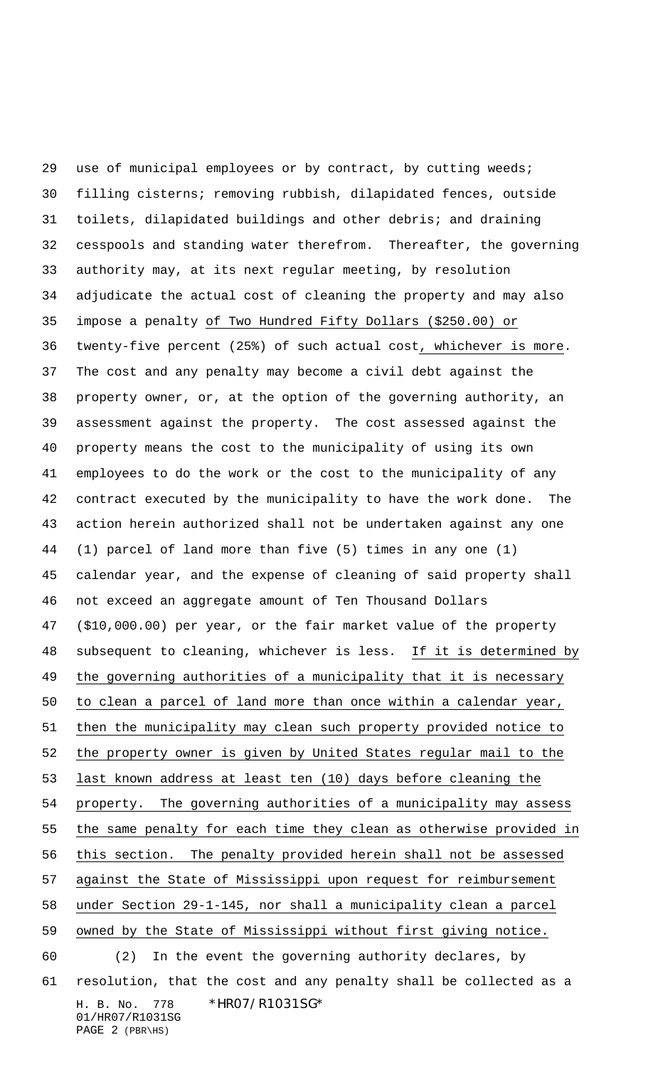use of municipal employees or by contract, by cutting weeds; filling cisterns; removing rubbish, dilapidated fences, outside toilets, dilapidated buildings and other debris; and draining cesspools and standing water therefrom. Thereafter, the governing authority may, at its next regular meeting, by resolution adjudicate the actual cost of cleaning the property and may also impose a penalty <u>of Two Hundred Fifty Dollars ($250.00) or</u> twenty-five percent (25%) of such actual cost<u>, whichever is more</u>. The cost and any penalty may become a civil debt against the property owner, or, at the option of the governing authority, an assessment against the property. The cost assessed against the property means the cost to the municipality of using its own employees to do the work or the cost to the municipality of any contract executed by the municipality to have the work done. The action herein authorized shall not be undertaken against any one (1) parcel of land more than five (5) times in any one (1) calendar year, and the expense of cleaning of said property shall not exceed an aggregate amount of Ten Thousand Dollars ($10,000.00) per year, or the fair market value of the property subsequent to cleaning, whichever is less. <u>If it is determined by the governing authorities of a municipality that it is necessary to clean a parcel of land more than once within a calendar year, then the municipality may clean such property provided notice to the property owner is given by United States regular mail to the last known address at least ten (10) days before cleaning the property. The governing authorities of a municipality may assess the same penalty for each time they clean as otherwise provided in this section. The penalty provided herein shall not be assessed against the State of Mississippi upon request for reimbursement under Section 29-1-145, nor shall a municipality clean a parcel owned by the State of Mississippi without first giving notice.</u>

(2) In the event the governing authority declares, by resolution, that the cost and any penalty shall be collected as a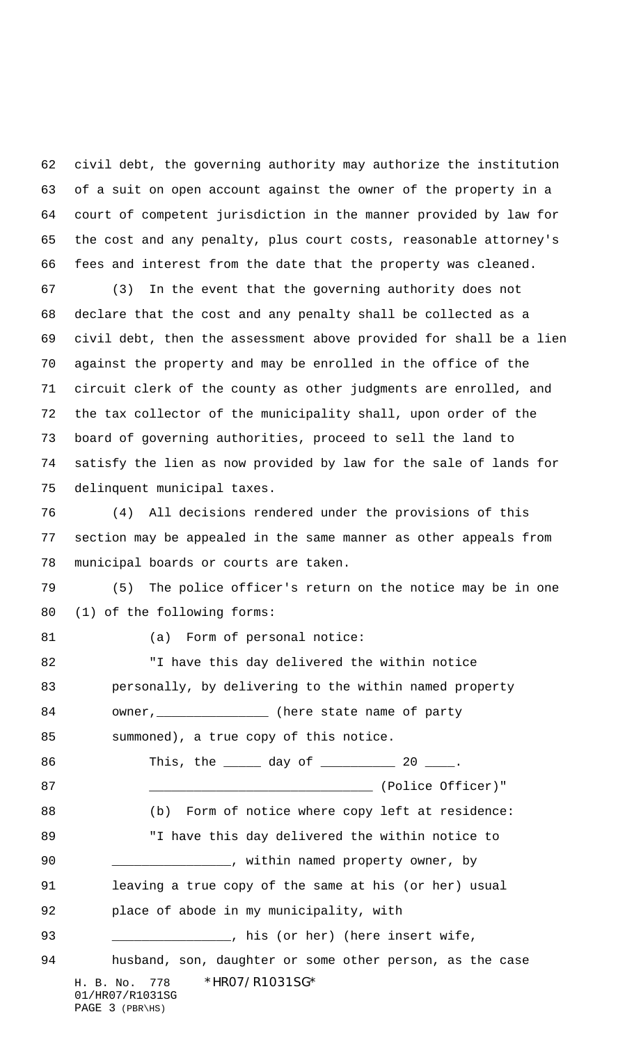civil debt, the governing authority may authorize the institution of a suit on open account against the owner of the property in a court of competent jurisdiction in the manner provided by law for the cost and any penalty, plus court costs, reasonable attorney's fees and interest from the date that the property was cleaned.

(3) In the event that the governing authority does not declare that the cost and any penalty shall be collected as a civil debt, then the assessment above provided for shall be a lien against the property and may be enrolled in the office of the circuit clerk of the county as other judgments are enrolled, and the tax collector of the municipality shall, upon order of the board of governing authorities, proceed to sell the land to satisfy the lien as now provided by law for the sale of lands for delinquent municipal taxes.

(4) All decisions rendered under the provisions of this section may be appealed in the same manner as other appeals from municipal boards or courts are taken.

(5) The police officer's return on the notice may be in one (1) of the following forms:

(a) Form of personal notice:

"I have this day delivered the within notice personally, by delivering to the within named property owner,______________ (here state name of party summoned), a true copy of this notice.

This, the _____ day of __________ 20 ____.

_____________________________ (Police Officer)"

(b) Form of notice where copy left at residence:

"I have this day delivered the within notice to _______________, within named property owner, by leaving a true copy of the same at his (or her) usual place of abode in my municipality, with _______________, his (or her) (here insert wife, husband, son, daughter or some other person, as the case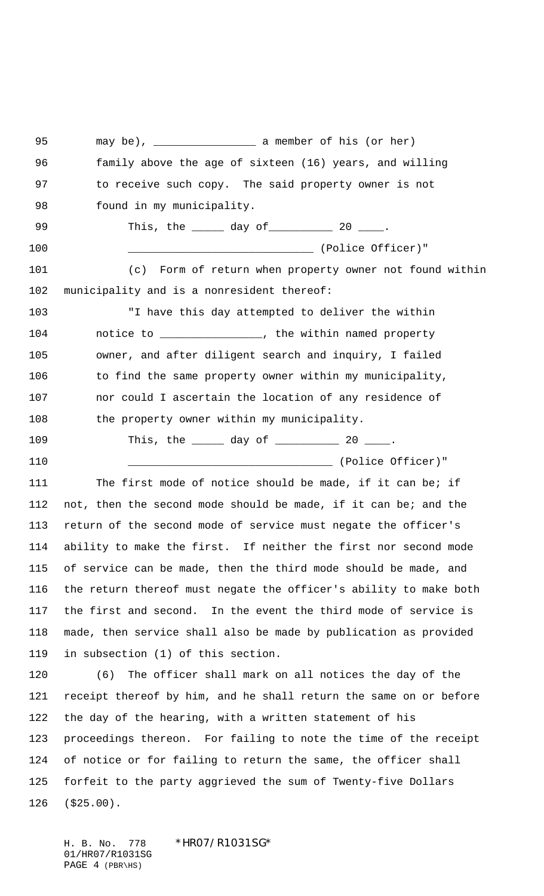may be), _______________ a member of his (or her) family above the age of sixteen (16) years, and willing to receive such copy. The said property owner is not found in my municipality.

This, the _____ day of__________ 20 ____.

____________________________ (Police Officer)"

(c) Form of return when property owner not found within municipality and is a nonresident thereof:

"I have this day attempted to deliver the within notice to _______________, the within named property owner, and after diligent search and inquiry, I failed to find the same property owner within my municipality, nor could I ascertain the location of any residence of the property owner within my municipality.

This, the _____ day of __________ 20 ____.

_______________________________ (Police Officer)"

The first mode of notice should be made, if it can be; if not, then the second mode should be made, if it can be; and the return of the second mode of service must negate the officer's ability to make the first. If neither the first nor second mode of service can be made, then the third mode should be made, and the return thereof must negate the officer's ability to make both the first and second. In the event the third mode of service is made, then service shall also be made by publication as provided in subsection (1) of this section.

(6) The officer shall mark on all notices the day of the receipt thereof by him, and he shall return the same on or before the day of the hearing, with a written statement of his proceedings thereon. For failing to note the time of the receipt of notice or for failing to return the same, the officer shall forfeit to the party aggrieved the sum of Twenty-five Dollars ($25.00).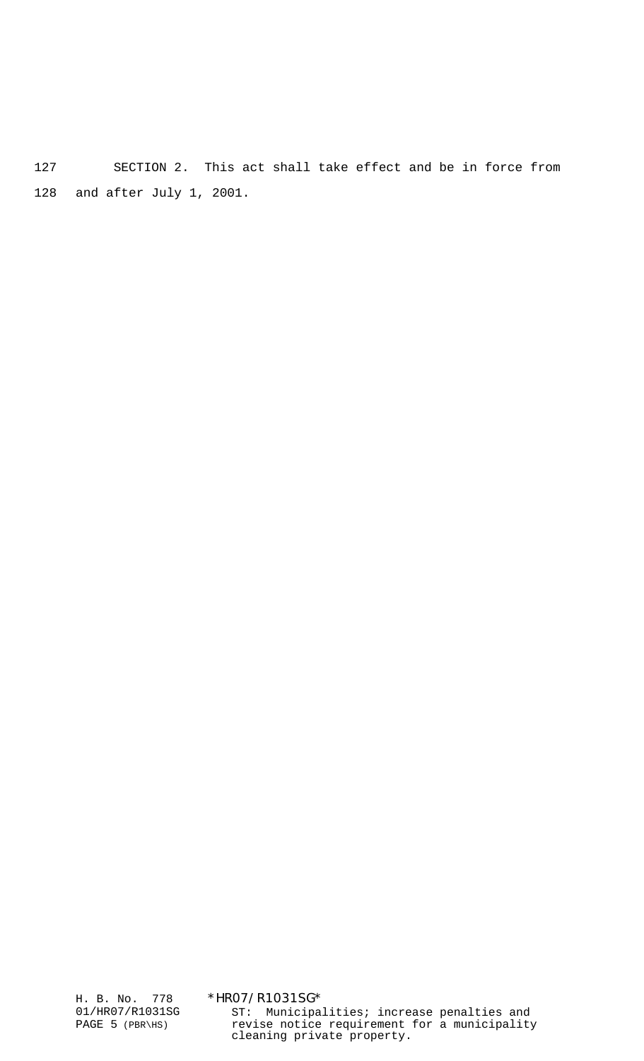127 SECTION 2. This act shall take effect and be in force from

128 and after July 1, 2001.

H. B. No. 778
01/HR07/R1031SG
PAGE 5 (PBR\HS)

ST: Municipalities; increase penalties and revise notice requirement for a municipality cleaning private property.